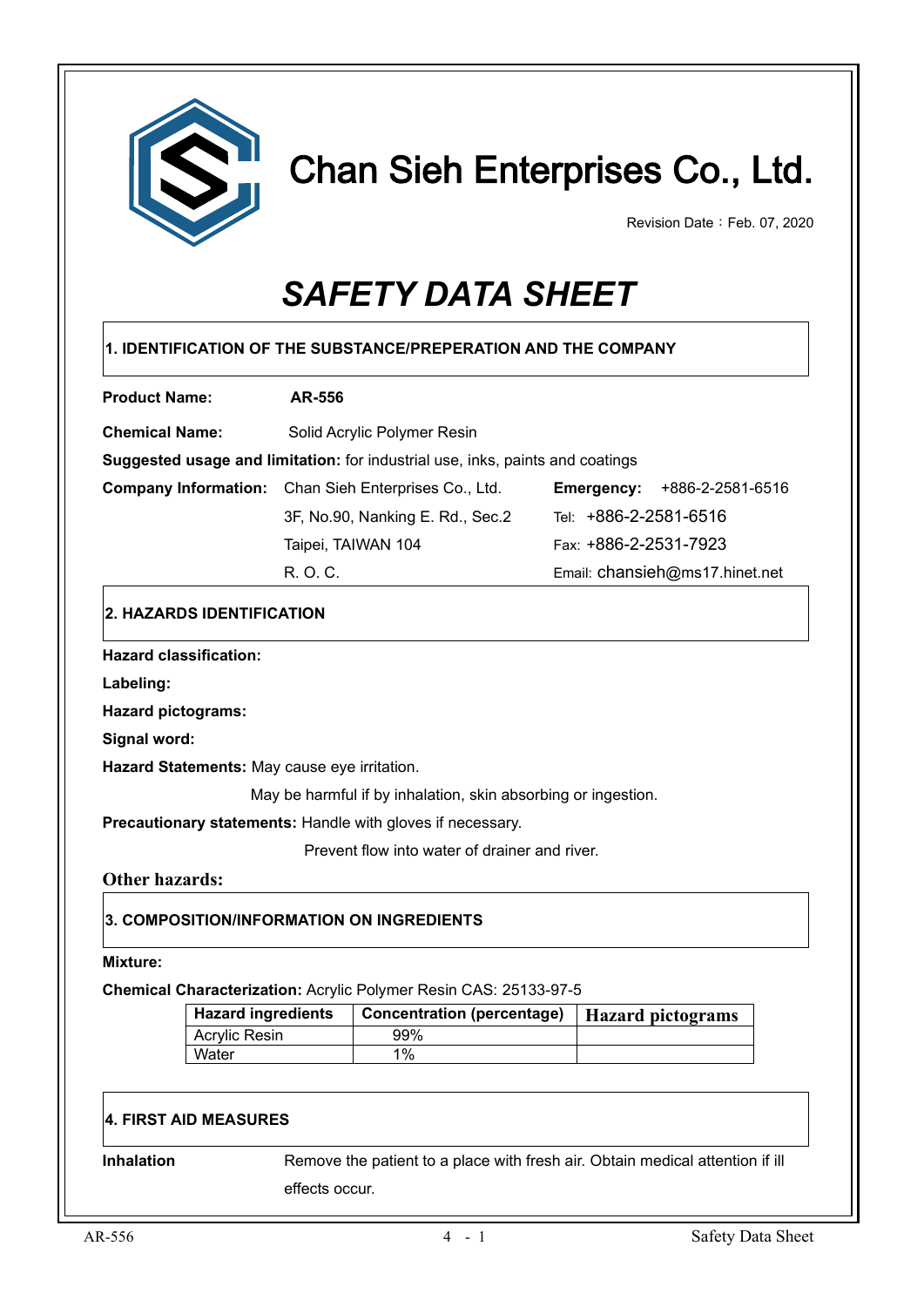# Chan Sieh Enterprises Co., Ltd.

Revision Date：Feb. 07, 2020

# *SAFETY DATA SHEET*

## 1. IDENTIFICATION OF THE SUBSTANCE/PREPERATION AND THE COMPANY

**Product Name:** **AR-556**

**Chemical Name:** Solid Acrylic Polymer Resin

**Suggested usage and limitation:** for industrial use, inks, paints and coatings

**Company Information:** Chan Sieh Enterprises Co., Ltd.
3F, No.90, Nanking E. Rd., Sec.2
Taipei, TAIWAN 104
R. O. C.

**Emergency:** +886-2-2581-6516
Tel: +886-2-2581-6516
Fax: +886-2-2531-7923
Email: chansieh@ms17.hinet.net

## 2. HAZARDS IDENTIFICATION

**Hazard classification:**

**Labeling:**

**Hazard pictograms:**

**Signal word:**

**Hazard Statements:** May cause eye irritation.
May be harmful if by inhalation, skin absorbing or ingestion.

**Precautionary statements:** Handle with gloves if necessary.
Prevent flow into water of drainer and river.

**Other hazards:**

## 3. COMPOSITION/INFORMATION ON INGREDIENTS

**Mixture:**

**Chemical Characterization:** Acrylic Polymer Resin CAS: 25133-97-5

| Hazard ingredients | Concentration (percentage) | Hazard pictograms |
|---|---|---|
| Acrylic Resin | 99% | |
| Water | 1% | |

## 4. FIRST AID MEASURES

**Inhalation** Remove the patient to a place with fresh air. Obtain medical attention if ill effects occur.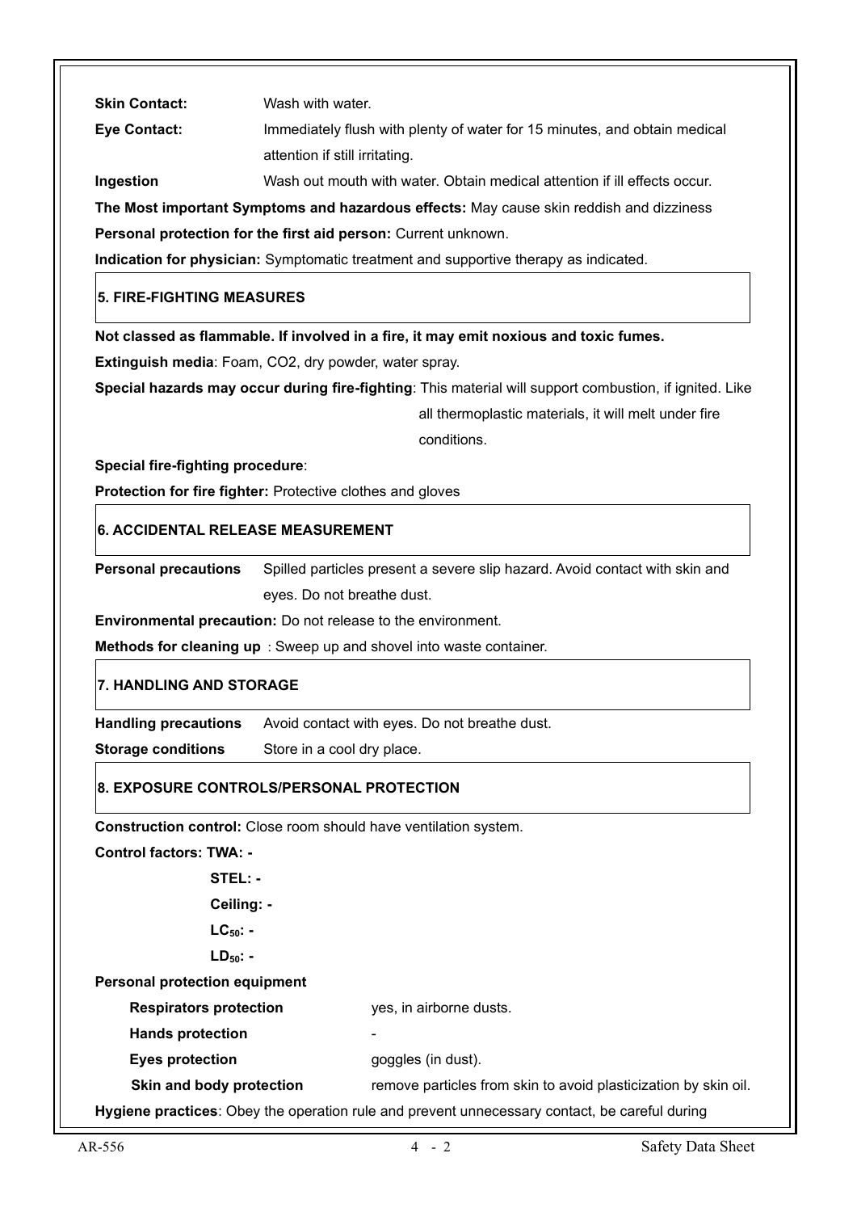**Skin Contact:** Wash with water.

**Eye Contact:** Immediately flush with plenty of water for 15 minutes, and obtain medical attention if still irritating.

**Ingestion** Wash out mouth with water. Obtain medical attention if ill effects occur.

**The Most important Symptoms and hazardous effects:** May cause skin reddish and dizziness

**Personal protection for the first aid person:** Current unknown.

**Indication for physician:** Symptomatic treatment and supportive therapy as indicated.

## 5. FIRE-FIGHTING MEASURES

**Not classed as flammable. If involved in a fire, it may emit noxious and toxic fumes.**

**Extinguish media**: Foam, $CO_2$, dry powder, water spray.

**Special hazards may occur during fire-fighting**: This material will support combustion, if ignited. Like all thermoplastic materials, it will melt under fire conditions.

**Special fire-fighting procedure**:

**Protection for fire fighter:** Protective clothes and gloves

## 6. ACCIDENTAL RELEASE MEASUREMENT

**Personal precautions** Spilled particles present a severe slip hazard. Avoid contact with skin and eyes. Do not breathe dust.

**Environmental precaution:** Do not release to the environment.

**Methods for cleaning up** : Sweep up and shovel into waste container.

## 7. HANDLING AND STORAGE

**Handling precautions** Avoid contact with eyes. Do not breathe dust.

**Storage conditions** Store in a cool dry place.

## 8. EXPOSURE CONTROLS/PERSONAL PROTECTION

**Construction control:** Close room should have ventilation system.

**Control factors: TWA: -**

**STEL: -**

**Ceiling: -**

**$LC_{50}$: -**

**$LD_{50}$: -**

**Personal protection equipment**

| | |
|---|---|
| **Respirators protection** | yes, in airborne dusts. |
| **Hands protection** | - |
| **Eyes protection** | goggles (in dust). |
| **Skin and body protection** | remove particles from skin to avoid plasticization by skin oil. |

**Hygiene practices**: Obey the operation rule and prevent unnecessary contact, be careful during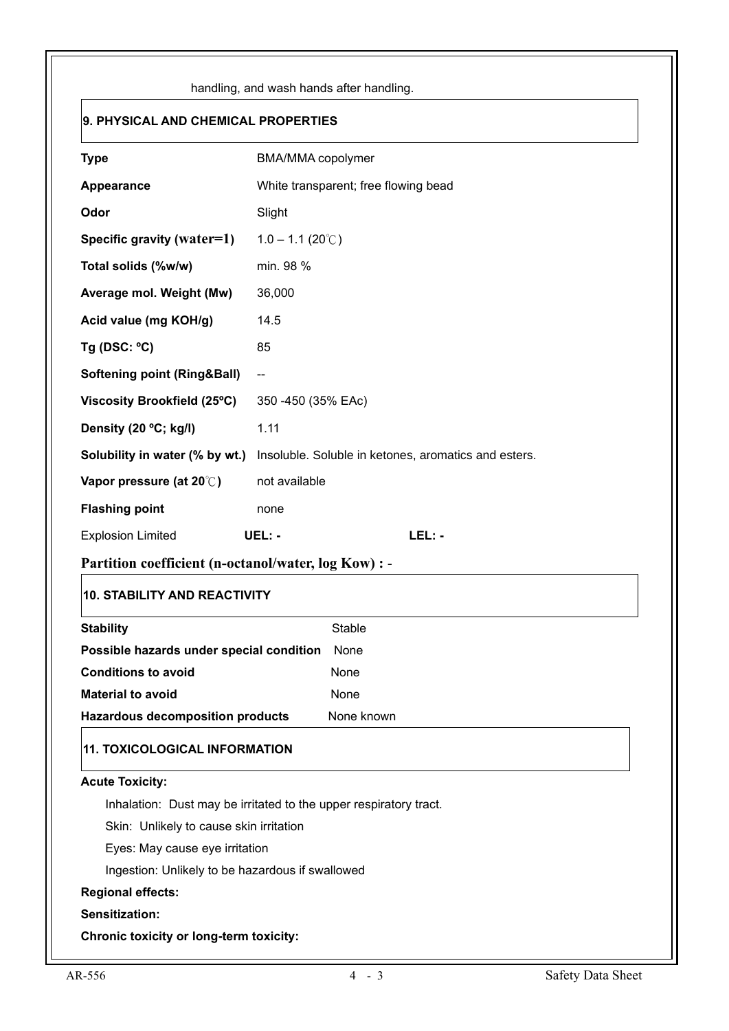handling, and wash hands after handling.

## 9. PHYSICAL AND CHEMICAL PROPERTIES

| | |
|---|---|
| **Type** | BMA/MMA copolymer |
| **Appearance** | White transparent; free flowing bead |
| **Odor** | Slight |
| **Specific gravity (water=1)** | 1.0 – 1.1 (20℃) |
| **Total solids (%w/w)** | min. 98 % |
| **Average mol. Weight (Mw)** | 36,000 |
| **Acid value (mg KOH/g)** | 14.5 |
| **Tg (DSC: ºC)** | 85 |
| **Softening point (Ring&Ball)** | -- |
| **Viscosity Brookfield (25ºC)** | 350 -450 (35% EAc) |
| **Density (20 ºC; kg/l)** | 1.11 |
| **Solubility in water (% by wt.)** | Insoluble. Soluble in ketones, aromatics and esters. |
| **Vapor pressure (at 20℃)** | not available |
| **Flashing point** | none |

Explosion Limited **UEL: -** **LEL: -**

**Partition coefficient (n-octanol/water, log Kow) :** -

## 10. STABILITY AND REACTIVITY

| | |
|---|---|
| **Stability** | Stable |
| **Possible hazards under special condition** | None |
| **Conditions to avoid** | None |
| **Material to avoid** | None |
| **Hazardous decomposition products** | None known |

## 11. TOXICOLOGICAL INFORMATION

**Acute Toxicity:**

Inhalation: Dust may be irritated to the upper respiratory tract.

Skin: Unlikely to cause skin irritation

Eyes: May cause eye irritation

Ingestion: Unlikely to be hazardous if swallowed

**Regional effects:**

**Sensitization:**

**Chronic toxicity or long-term toxicity:**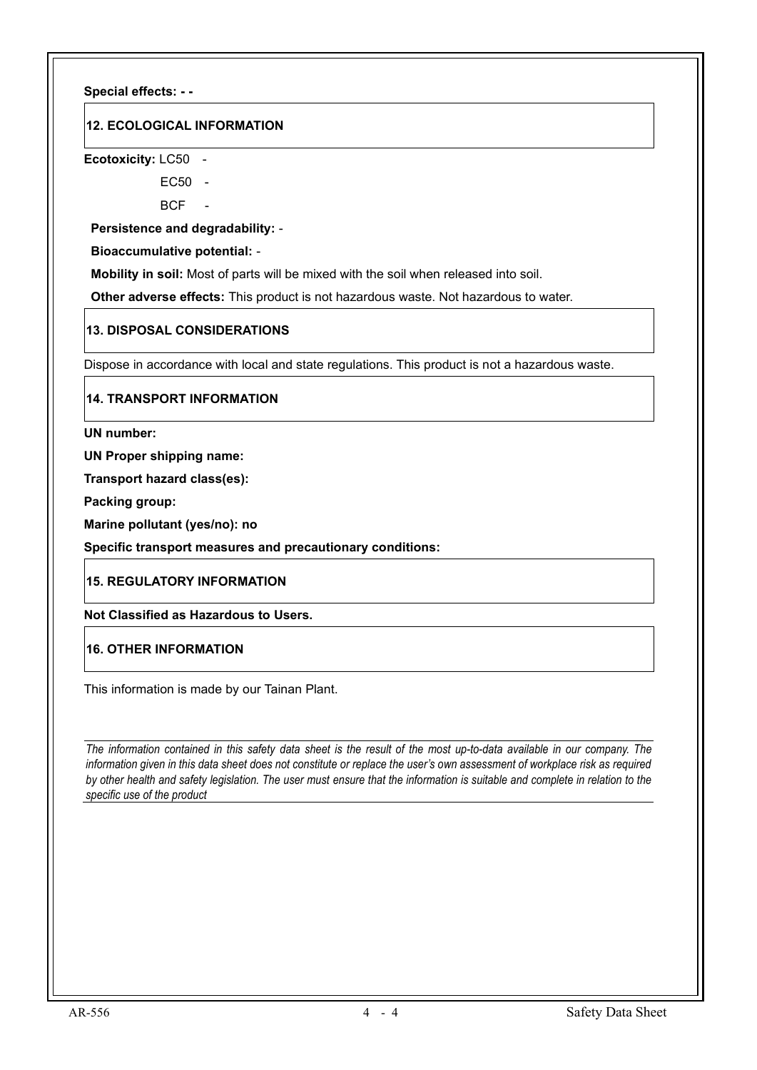**Special effects: - -**

## 12. ECOLOGICAL INFORMATION

**Ecotoxicity:** LC50 -

EC50 -

BCF -

**Persistence and degradability:** -

**Bioaccumulative potential:** -

**Mobility in soil:** Most of parts will be mixed with the soil when released into soil.

**Other adverse effects:** This product is not hazardous waste. Not hazardous to water.

## 13. DISPOSAL CONSIDERATIONS

Dispose in accordance with local and state regulations. This product is not a hazardous waste.

## 14. TRANSPORT INFORMATION

**UN number:**

**UN Proper shipping name:**

**Transport hazard class(es):**

**Packing group:**

**Marine pollutant (yes/no): no**

**Specific transport measures and precautionary conditions:**

## 15. REGULATORY INFORMATION

**Not Classified as Hazardous to Users.**

## 16. OTHER INFORMATION

This information is made by our Tainan Plant.

*The information contained in this safety data sheet is the result of the most up-to-data available in our company. The information given in this data sheet does not constitute or replace the user's own assessment of workplace risk as required by other health and safety legislation. The user must ensure that the information is suitable and complete in relation to the specific use of the product*